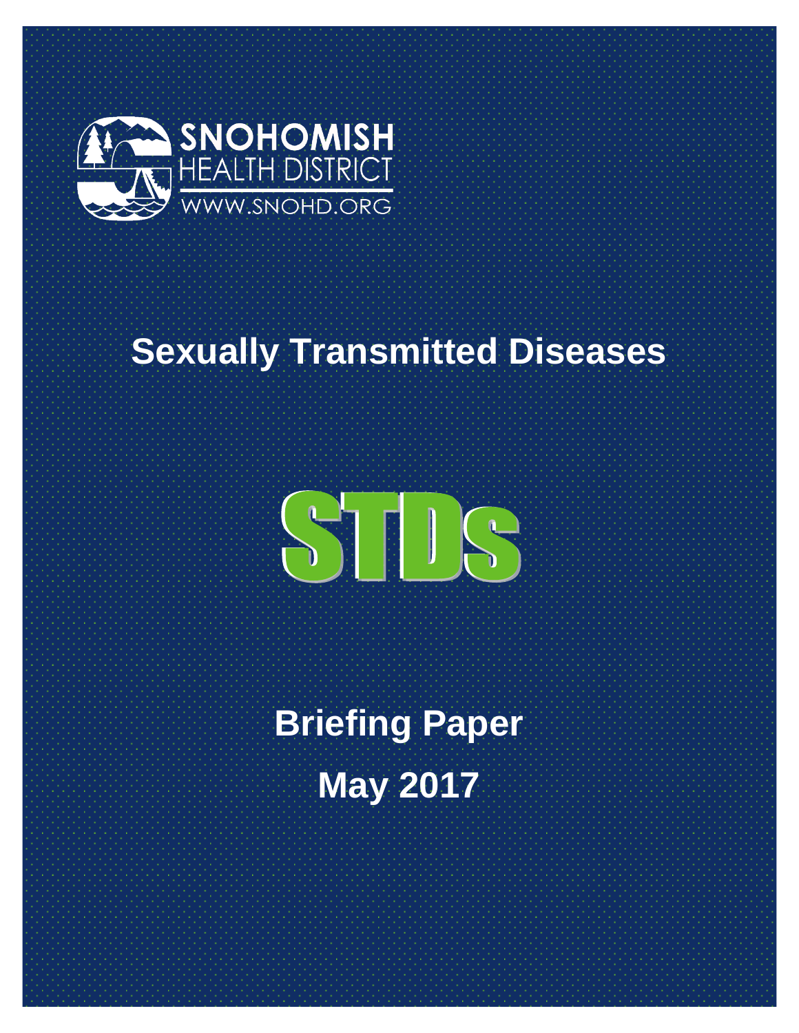SNOHOMISH
HEALTH DISTRICT
WWW.SNOHD.ORG

# Sexually Transmitted Diseases

# STDs

## Briefing Paper

## May 2017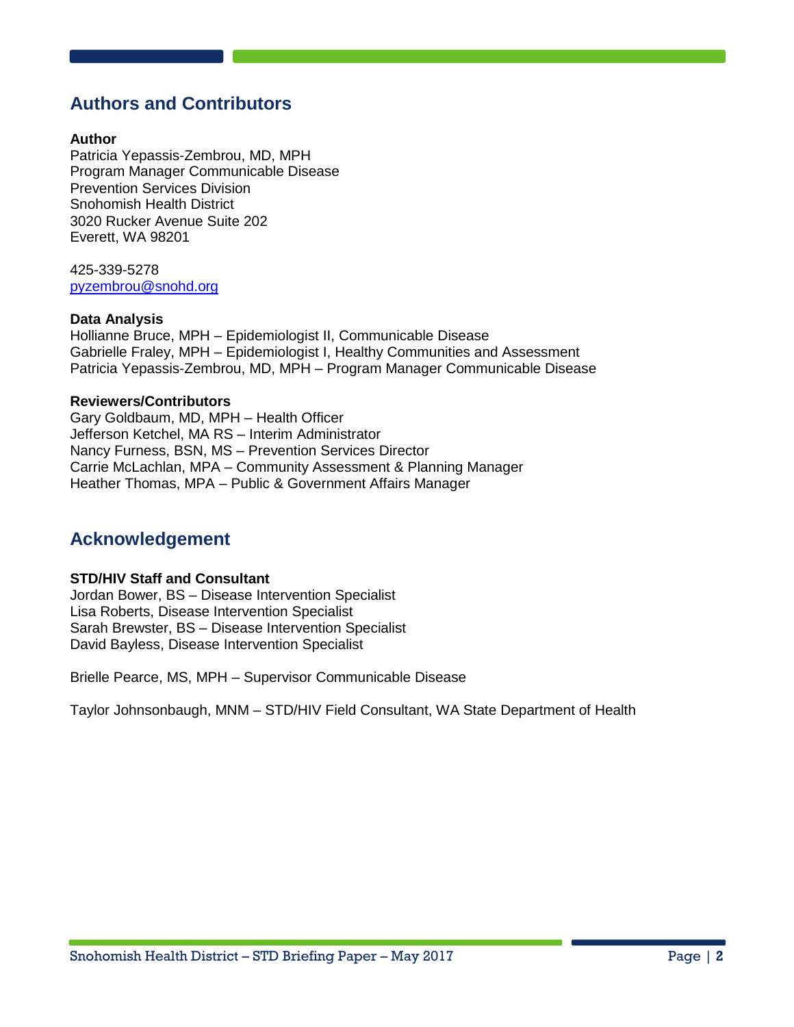## Authors and Contributors

**Author**
Patricia Yepassis-Zembrou, MD, MPH
Program Manager Communicable Disease
Prevention Services Division
Snohomish Health District
3020 Rucker Avenue Suite 202
Everett, WA 98201

425-339-5278
pyzembrou@snohd.org

**Data Analysis**
Hollianne Bruce, MPH – Epidemiologist II, Communicable Disease
Gabrielle Fraley, MPH – Epidemiologist I, Healthy Communities and Assessment
Patricia Yepassis-Zembrou, MD, MPH – Program Manager Communicable Disease

**Reviewers/Contributors**
Gary Goldbaum, MD, MPH – Health Officer
Jefferson Ketchel, MA RS – Interim Administrator
Nancy Furness, BSN, MS – Prevention Services Director
Carrie McLachlan, MPA – Community Assessment & Planning Manager
Heather Thomas, MPA – Public & Government Affairs Manager

## Acknowledgement

**STD/HIV Staff and Consultant**
Jordan Bower, BS – Disease Intervention Specialist
Lisa Roberts, Disease Intervention Specialist
Sarah Brewster, BS – Disease Intervention Specialist
David Bayless, Disease Intervention Specialist

Brielle Pearce, MS, MPH – Supervisor Communicable Disease

Taylor Johnsonbaugh, MNM – STD/HIV Field Consultant, WA State Department of Health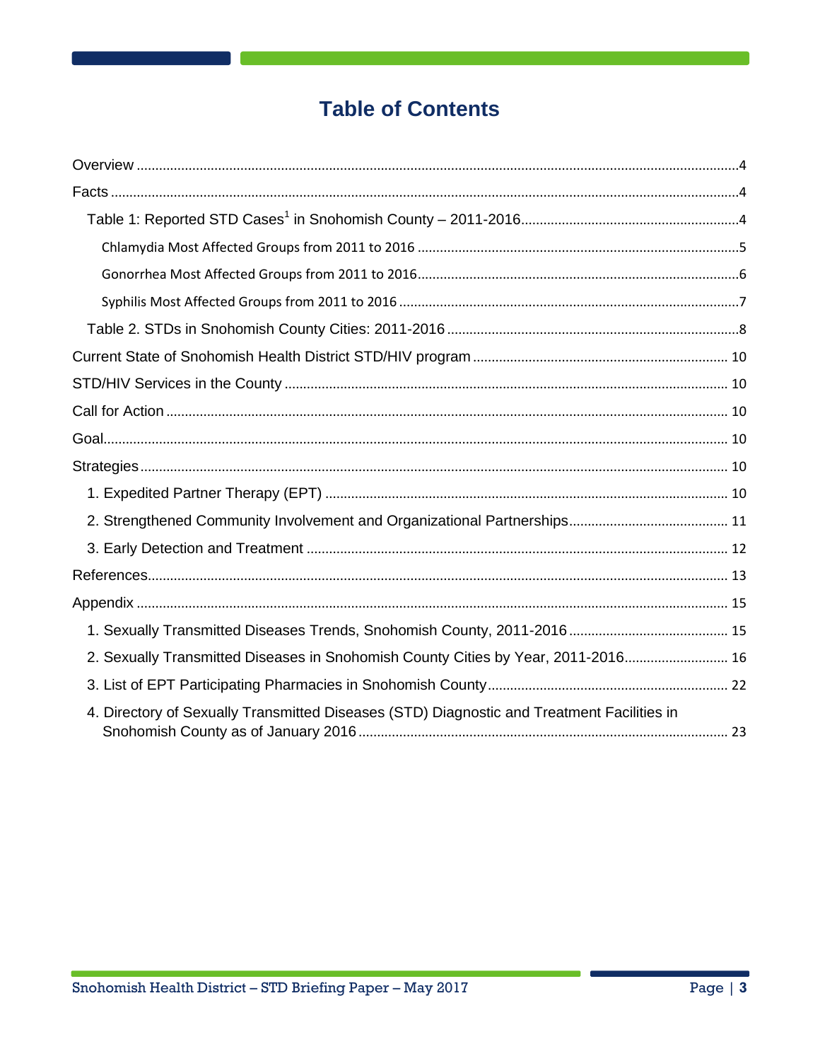# Table of Contents

Overview ....................................................................................................................................................4

Facts ..........................................................................................................................................................4

- Table 1: Reported STD Cases[1] in Snohomish County – 2011-2016.........................................................4
  - Chlamydia Most Affected Groups from 2011 to 2016 ........................................................................5
  - Gonorrhea Most Affected Groups from 2011 to 2016.........................................................................6
  - Syphilis Most Affected Groups from 2011 to 2016 ............................................................................7
- Table 2. STDs in Snohomish County Cities: 2011-2016 ..........................................................................8

Current State of Snohomish Health District STD/HIV program ............................................................ 10

STD/HIV Services in the County .............................................................................................................. 10

Call for Action ............................................................................................................................................ 10

Goal............................................................................................................................................................ 10

Strategies .................................................................................................................................................. 10

- 1. Expedited Partner Therapy (EPT) ........................................................................................................ 10
- 2. Strengthened Community Involvement and Organizational Partnerships........................................... 11
- 3. Early Detection and Treatment ............................................................................................................ 12

References................................................................................................................................................. 13

Appendix ................................................................................................................................................... 15

- 1. Sexually Transmitted Diseases Trends, Snohomish County, 2011-2016 ........................................... 15
- 2. Sexually Transmitted Diseases in Snohomish County Cities by Year, 2011-2016............................ 16
- 3. List of EPT Participating Pharmacies in Snohomish County................................................................ 22
- 4. Directory of Sexually Transmitted Diseases (STD) Diagnostic and Treatment Facilities in Snohomish County as of January 2016 .................................................................................................. 23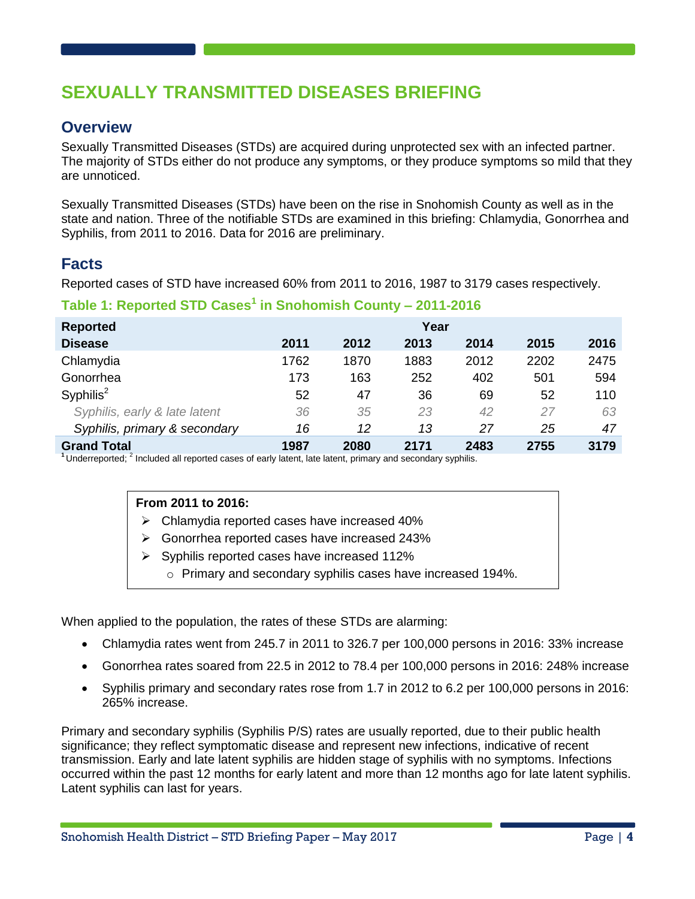# SEXUALLY TRANSMITTED DISEASES BRIEFING

## Overview

Sexually Transmitted Diseases (STDs) are acquired during unprotected sex with an infected partner. The majority of STDs either do not produce any symptoms, or they produce symptoms so mild that they are unnoticed.

Sexually Transmitted Diseases (STDs) have been on the rise in Snohomish County as well as in the state and nation. Three of the notifiable STDs are examined in this briefing: Chlamydia, Gonorrhea and Syphilis, from 2011 to 2016. Data for 2016 are preliminary.

## Facts

Reported cases of STD have increased 60% from 2011 to 2016, 1987 to 3179 cases respectively.

### Table 1: Reported STD Cases[1] in Snohomish County – 2011-2016

| Reported | Year | | | | | |
|---|---|---|---|---|---|---|
| **Disease** | **2011** | **2012** | **2013** | **2014** | **2015** | **2016** |
| Chlamydia | 1762 | 1870 | 1883 | 2012 | 2202 | 2475 |
| Gonorrhea | 173 | 163 | 252 | 402 | 501 | 594 |
| Syphilis[2] | 52 | 47 | 36 | 69 | 52 | 110 |
| *Syphilis, early & late latent* | *36* | *35* | *23* | *42* | *27* | *63* |
| *Syphilis, primary & secondary* | *16* | *12* | *13* | *27* | *25* | *47* |
| **Grand Total** | **1987** | **2080** | **2171** | **2483** | **2755** | **3179** |

[1] Underreported; [2] Included all reported cases of early latent, late latent, primary and secondary syphilis.

**From 2011 to 2016:**

- Chlamydia reported cases have increased 40%
- Gonorrhea reported cases have increased 243%
- Syphilis reported cases have increased 112%
  - Primary and secondary syphilis cases have increased 194%.

When applied to the population, the rates of these STDs are alarming:

- Chlamydia rates went from 245.7 in 2011 to 326.7 per 100,000 persons in 2016: 33% increase
- Gonorrhea rates soared from 22.5 in 2012 to 78.4 per 100,000 persons in 2016: 248% increase
- Syphilis primary and secondary rates rose from 1.7 in 2012 to 6.2 per 100,000 persons in 2016: 265% increase.

Primary and secondary syphilis (Syphilis P/S) rates are usually reported, due to their public health significance; they reflect symptomatic disease and represent new infections, indicative of recent transmission. Early and late latent syphilis are hidden stage of syphilis with no symptoms. Infections occurred within the past 12 months for early latent and more than 12 months ago for late latent syphilis. Latent syphilis can last for years.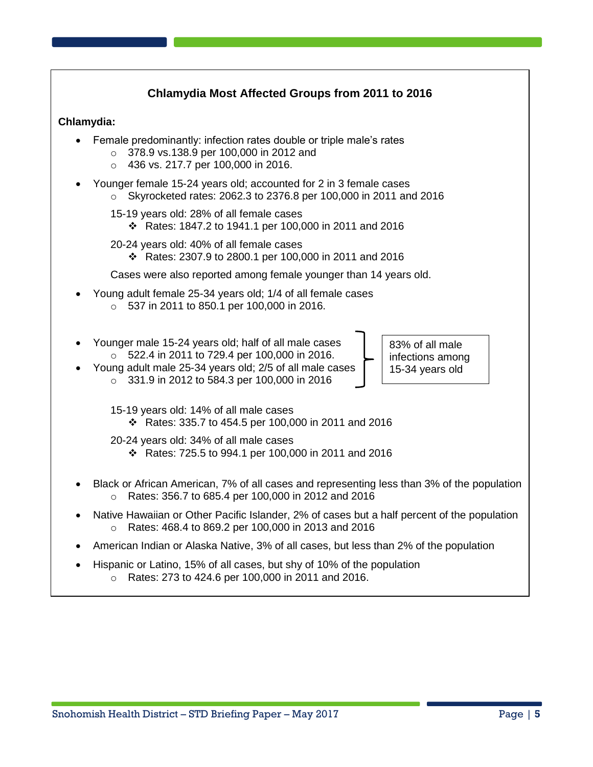## Chlamydia Most Affected Groups from 2011 to 2016

**Chlamydia:**

- Female predominantly: infection rates double or triple male's rates
  - 378.9 vs.138.9 per 100,000 in 2012 and
  - 436 vs. 217.7 per 100,000 in 2016.
- Younger female 15-24 years old; accounted for 2 in 3 female cases
  - Skyrocketed rates: 2062.3 to 2376.8 per 100,000 in 2011 and 2016

  15-19 years old: 28% of all female cases
    - ❖ Rates: 1847.2 to 1941.1 per 100,000 in 2011 and 2016

  20-24 years old: 40% of all female cases
    - ❖ Rates: 2307.9 to 2800.1 per 100,000 in 2011 and 2016

  Cases were also reported among female younger than 14 years old.
- Young adult female 25-34 years old; 1/4 of all female cases
  - 537 in 2011 to 850.1 per 100,000 in 2016.

- Younger male 15-24 years old; half of all male cases
  - 522.4 in 2011 to 729.4 per 100,000 in 2016.
- Young adult male 25-34 years old; 2/5 of all male cases
  - 331.9 in 2012 to 584.3 per 100,000 in 2016

83% of all male infections among 15-34 years old

  15-19 years old: 14% of all male cases
    - ❖ Rates: 335.7 to 454.5 per 100,000 in 2011 and 2016

  20-24 years old: 34% of all male cases
    - ❖ Rates: 725.5 to 994.1 per 100,000 in 2011 and 2016

- Black or African American, 7% of all cases and representing less than 3% of the population
  - Rates: 356.7 to 685.4 per 100,000 in 2012 and 2016
- Native Hawaiian or Other Pacific Islander, 2% of cases but a half percent of the population
  - Rates: 468.4 to 869.2 per 100,000 in 2013 and 2016
- American Indian or Alaska Native, 3% of all cases, but less than 2% of the population
- Hispanic or Latino, 15% of all cases, but shy of 10% of the population
  - Rates: 273 to 424.6 per 100,000 in 2011 and 2016.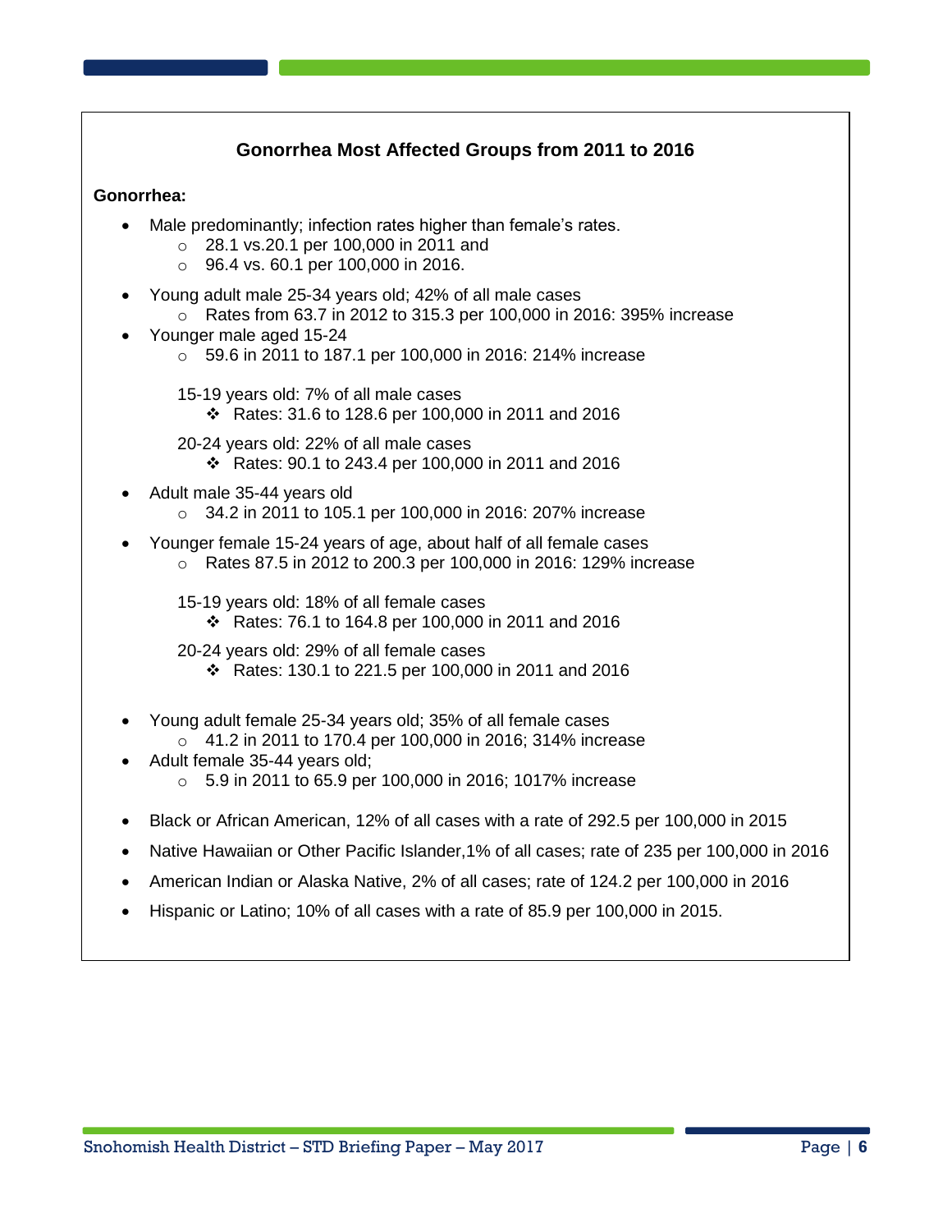## Gonorrhea Most Affected Groups from 2011 to 2016

**Gonorrhea:**

- Male predominantly; infection rates higher than female's rates.
  - 28.1 vs.20.1 per 100,000 in 2011 and
  - 96.4 vs. 60.1 per 100,000 in 2016.
- Young adult male 25-34 years old; 42% of all male cases
  - Rates from 63.7 in 2012 to 315.3 per 100,000 in 2016: 395% increase
- Younger male aged 15-24
  - 59.6 in 2011 to 187.1 per 100,000 in 2016: 214% increase

  15-19 years old: 7% of all male cases
  - ❖ Rates: 31.6 to 128.6 per 100,000 in 2011 and 2016

  20-24 years old: 22% of all male cases
  - ❖ Rates: 90.1 to 243.4 per 100,000 in 2011 and 2016
- Adult male 35-44 years old
  - 34.2 in 2011 to 105.1 per 100,000 in 2016: 207% increase
- Younger female 15-24 years of age, about half of all female cases
  - Rates 87.5 in 2012 to 200.3 per 100,000 in 2016: 129% increase

  15-19 years old: 18% of all female cases
  - ❖ Rates: 76.1 to 164.8 per 100,000 in 2011 and 2016

  20-24 years old: 29% of all female cases
  - ❖ Rates: 130.1 to 221.5 per 100,000 in 2011 and 2016
- Young adult female 25-34 years old; 35% of all female cases
  - 41.2 in 2011 to 170.4 per 100,000 in 2016; 314% increase
- Adult female 35-44 years old;
  - 5.9 in 2011 to 65.9 per 100,000 in 2016; 1017% increase
- Black or African American, 12% of all cases with a rate of 292.5 per 100,000 in 2015
- Native Hawaiian or Other Pacific Islander,1% of all cases; rate of 235 per 100,000 in 2016
- American Indian or Alaska Native, 2% of all cases; rate of 124.2 per 100,000 in 2016
- Hispanic or Latino; 10% of all cases with a rate of 85.9 per 100,000 in 2015.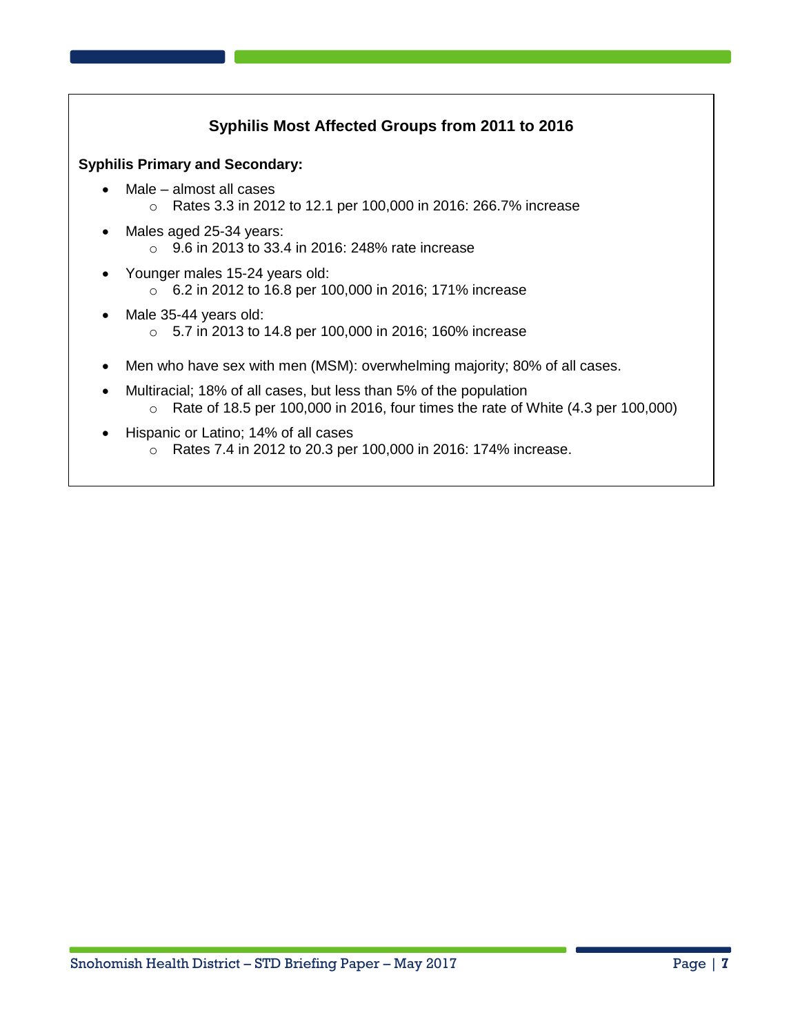## Syphilis Most Affected Groups from 2011 to 2016

**Syphilis Primary and Secondary:**

- Male – almost all cases
  - Rates 3.3 in 2012 to 12.1 per 100,000 in 2016: 266.7% increase
- Males aged 25-34 years:
  - 9.6 in 2013 to 33.4 in 2016: 248% rate increase
- Younger males 15-24 years old:
  - 6.2 in 2012 to 16.8 per 100,000 in 2016; 171% increase
- Male 35-44 years old:
  - 5.7 in 2013 to 14.8 per 100,000 in 2016; 160% increase
- Men who have sex with men (MSM): overwhelming majority; 80% of all cases.
- Multiracial; 18% of all cases, but less than 5% of the population
  - Rate of 18.5 per 100,000 in 2016, four times the rate of White (4.3 per 100,000)
- Hispanic or Latino; 14% of all cases
  - Rates 7.4 in 2012 to 20.3 per 100,000 in 2016: 174% increase.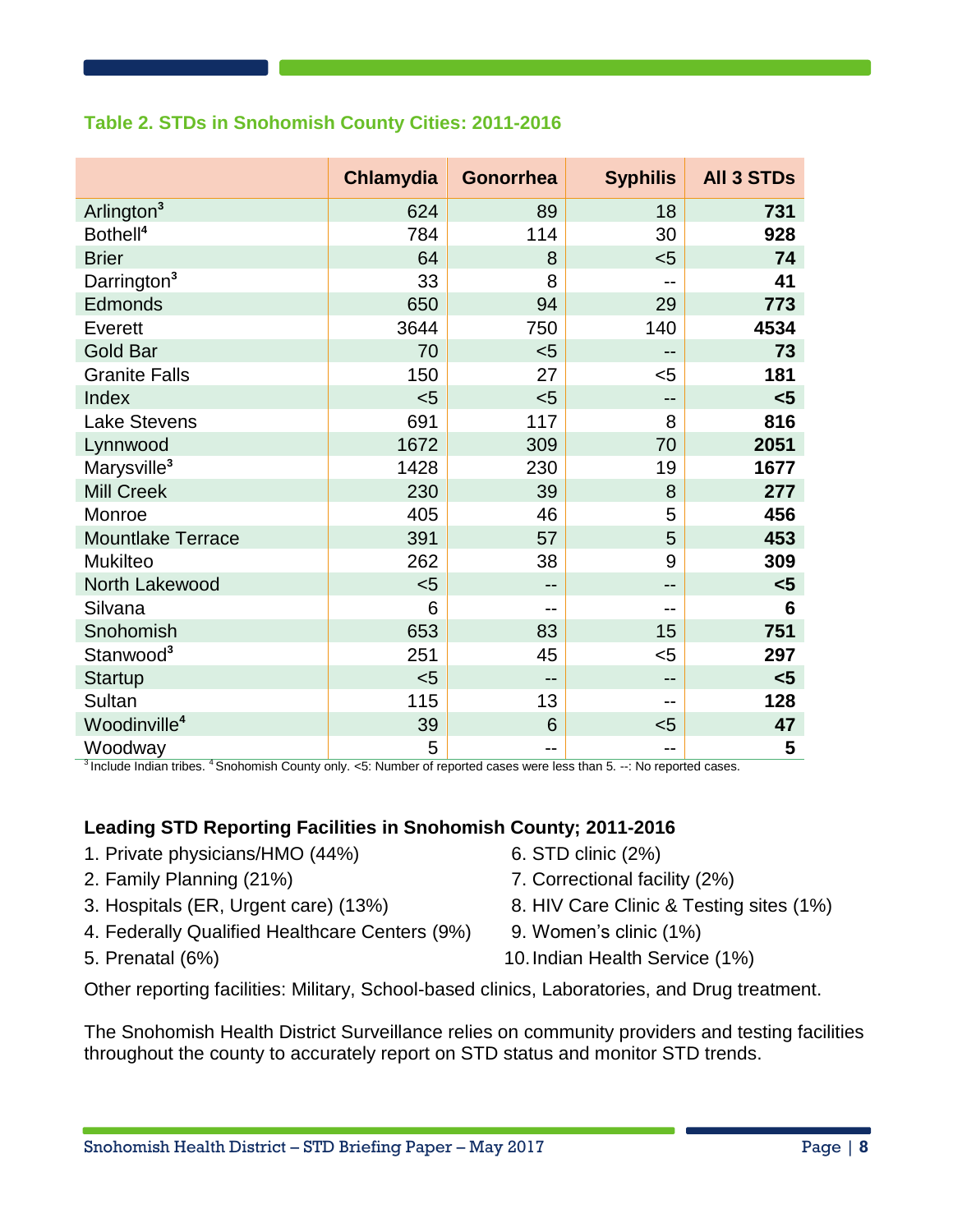### Table 2. STDs in Snohomish County Cities: 2011-2016

| | Chlamydia | Gonorrhea | Syphilis | All 3 STDs |
|---|---|---|---|---|
| Arlington[3] | 624 | 89 | 18 | **731** |
| Bothell[4] | 784 | 114 | 30 | **928** |
| Brier | 64 | 8 | <5 | **74** |
| Darrington[3] | 33 | 8 | -- | **41** |
| Edmonds | 650 | 94 | 29 | **773** |
| Everett | 3644 | 750 | 140 | **4534** |
| Gold Bar | 70 | <5 | -- | **73** |
| Granite Falls | 150 | 27 | <5 | **181** |
| Index | <5 | <5 | -- | **<5** |
| Lake Stevens | 691 | 117 | 8 | **816** |
| Lynnwood | 1672 | 309 | 70 | **2051** |
| Marysville[3] | 1428 | 230 | 19 | **1677** |
| Mill Creek | 230 | 39 | 8 | **277** |
| Monroe | 405 | 46 | 5 | **456** |
| Mountlake Terrace | 391 | 57 | 5 | **453** |
| Mukilteo | 262 | 38 | 9 | **309** |
| North Lakewood | <5 | -- | -- | **<5** |
| Silvana | 6 | -- | -- | **6** |
| Snohomish | 653 | 83 | 15 | **751** |
| Stanwood[3] | 251 | 45 | <5 | **297** |
| Startup | <5 | -- | -- | **<5** |
| Sultan | 115 | 13 | -- | **128** |
| Woodinville[4] | 39 | 6 | <5 | **47** |
| Woodway | 5 | -- | -- | **5** |

[3] Include Indian tribes. [4] Snohomish County only. <5: Number of reported cases were less than 5. --: No reported cases.

**Leading STD Reporting Facilities in Snohomish County; 2011-2016**

1. Private physicians/HMO (44%)
2. Family Planning (21%)
3. Hospitals (ER, Urgent care) (13%)
4. Federally Qualified Healthcare Centers (9%)
5. Prenatal (6%)
6. STD clinic (2%)
7. Correctional facility (2%)
8. HIV Care Clinic & Testing sites (1%)
9. Women's clinic (1%)
10. Indian Health Service (1%)

Other reporting facilities: Military, School-based clinics, Laboratories, and Drug treatment.

The Snohomish Health District Surveillance relies on community providers and testing facilities throughout the county to accurately report on STD status and monitor STD trends.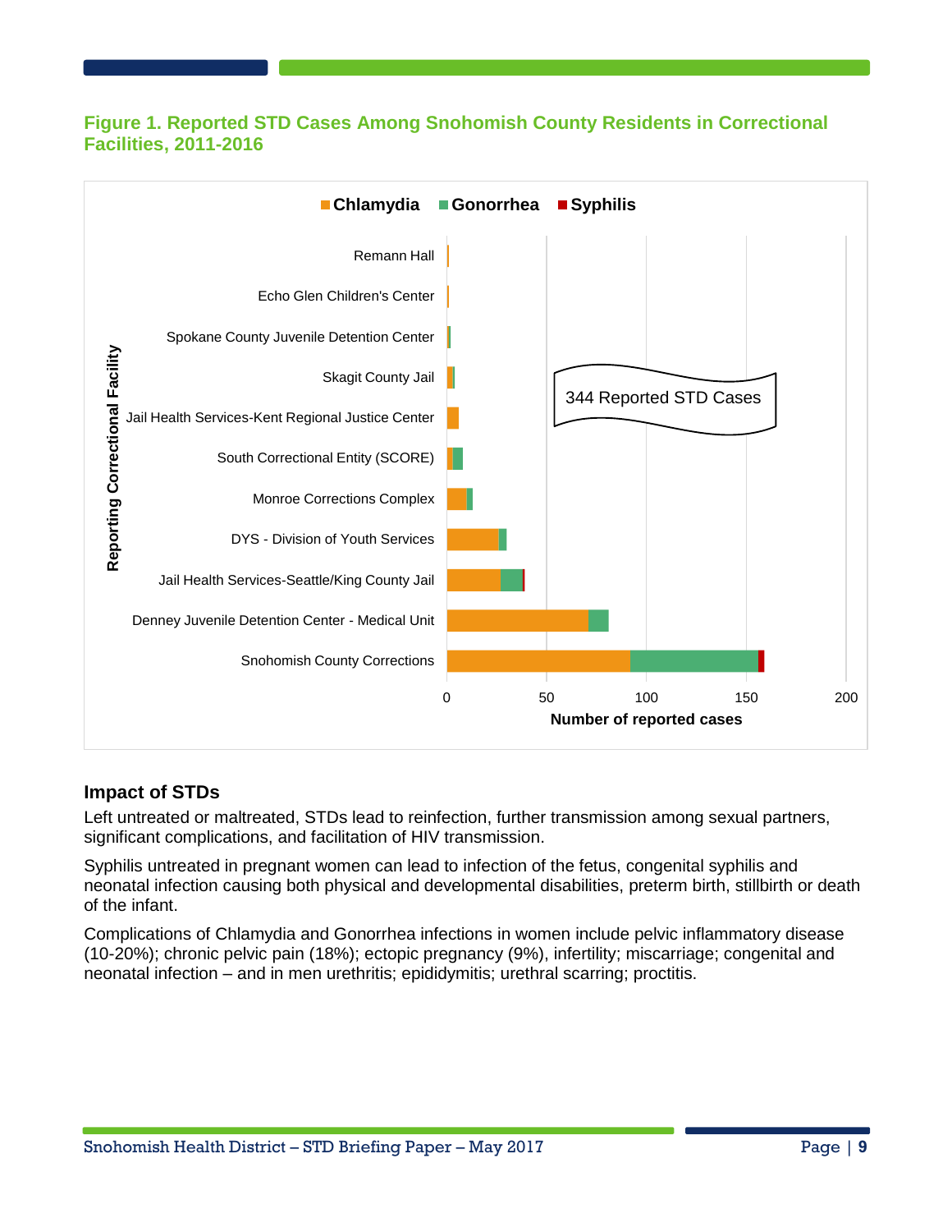**Figure 1. Reported STD Cases Among Snohomish County Residents in Correctional Facilities, 2011-2016**

### Impact of STDs

Left untreated or maltreated, STDs lead to reinfection, further transmission among sexual partners, significant complications, and facilitation of HIV transmission.

Syphilis untreated in pregnant women can lead to infection of the fetus, congenital syphilis and neonatal infection causing both physical and developmental disabilities, preterm birth, stillbirth or death of the infant.

Complications of Chlamydia and Gonorrhea infections in women include pelvic inflammatory disease (10-20%); chronic pelvic pain (18%); ectopic pregnancy (9%), infertility; miscarriage; congenital and neonatal infection – and in men urethritis; epididymitis; urethral scarring; proctitis.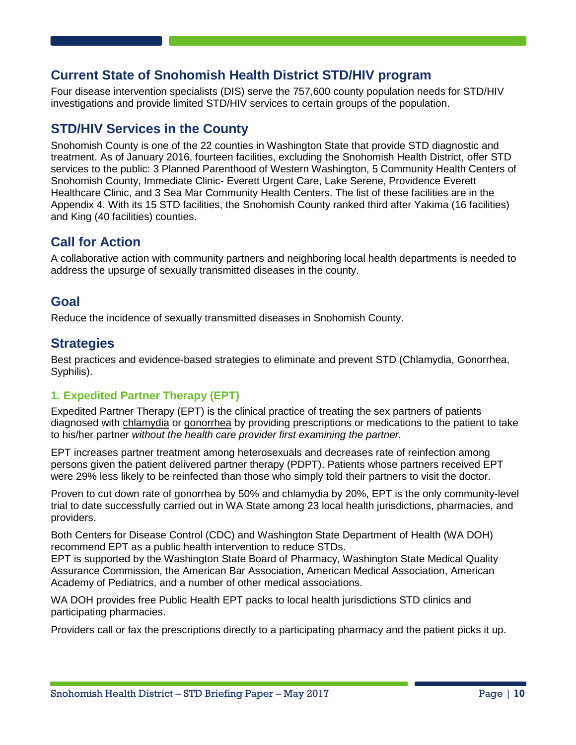## Current State of Snohomish Health District STD/HIV program

Four disease intervention specialists (DIS) serve the 757,600 county population needs for STD/HIV investigations and provide limited STD/HIV services to certain groups of the population.

## STD/HIV Services in the County

Snohomish County is one of the 22 counties in Washington State that provide STD diagnostic and treatment. As of January 2016, fourteen facilities, excluding the Snohomish Health District, offer STD services to the public: 3 Planned Parenthood of Western Washington, 5 Community Health Centers of Snohomish County, Immediate Clinic- Everett Urgent Care, Lake Serene, Providence Everett Healthcare Clinic, and 3 Sea Mar Community Health Centers. The list of these facilities are in the Appendix 4. With its 15 STD facilities, the Snohomish County ranked third after Yakima (16 facilities) and King (40 facilities) counties.

## Call for Action

A collaborative action with community partners and neighboring local health departments is needed to address the upsurge of sexually transmitted diseases in the county.

## Goal

Reduce the incidence of sexually transmitted diseases in Snohomish County.

## Strategies

Best practices and evidence-based strategies to eliminate and prevent STD (Chlamydia, Gonorrhea, Syphilis).

### 1. Expedited Partner Therapy (EPT)

Expedited Partner Therapy (EPT) is the clinical practice of treating the sex partners of patients diagnosed with chlamydia or gonorrhea by providing prescriptions or medications to the patient to take to his/her partner *without the health care provider first examining the partner.*

EPT increases partner treatment among heterosexuals and decreases rate of reinfection among persons given the patient delivered partner therapy (PDPT). Patients whose partners received EPT were 29% less likely to be reinfected than those who simply told their partners to visit the doctor.

Proven to cut down rate of gonorrhea by 50% and chlamydia by 20%, EPT is the only community-level trial to date successfully carried out in WA State among 23 local health jurisdictions, pharmacies, and providers.

Both Centers for Disease Control (CDC) and Washington State Department of Health (WA DOH) recommend EPT as a public health intervention to reduce STDs.
EPT is supported by the Washington State Board of Pharmacy, Washington State Medical Quality Assurance Commission, the American Bar Association, American Medical Association, American Academy of Pediatrics, and a number of other medical associations.

WA DOH provides free Public Health EPT packs to local health jurisdictions STD clinics and participating pharmacies.

Providers call or fax the prescriptions directly to a participating pharmacy and the patient picks it up.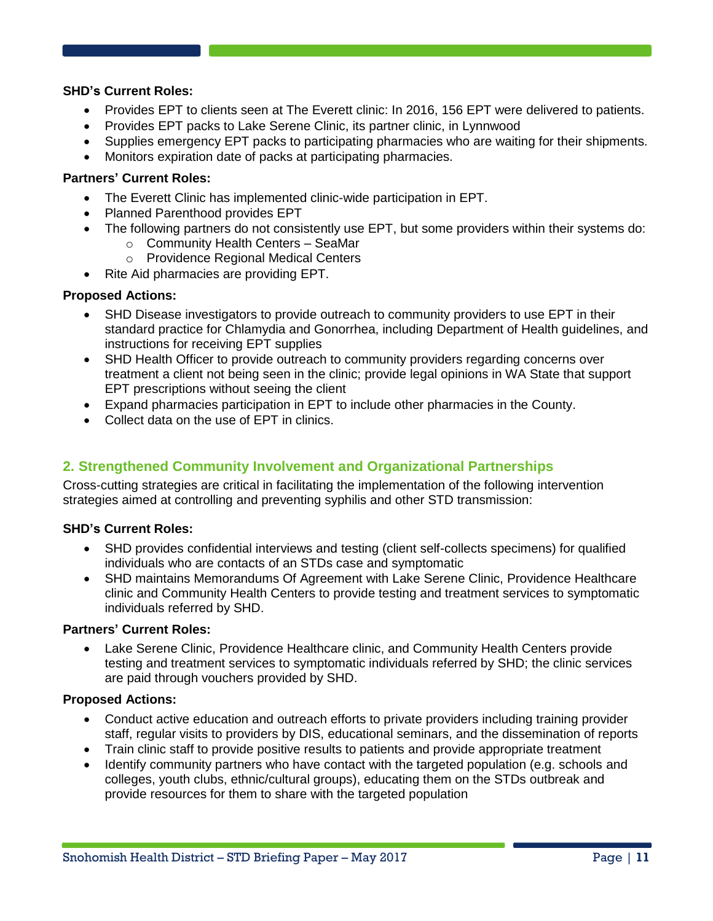**SHD's Current Roles:**

- Provides EPT to clients seen at The Everett clinic: In 2016, 156 EPT were delivered to patients.
- Provides EPT packs to Lake Serene Clinic, its partner clinic, in Lynnwood
- Supplies emergency EPT packs to participating pharmacies who are waiting for their shipments.
- Monitors expiration date of packs at participating pharmacies.

**Partners' Current Roles:**

- The Everett Clinic has implemented clinic-wide participation in EPT.
- Planned Parenthood provides EPT
- The following partners do not consistently use EPT, but some providers within their systems do:
  - Community Health Centers – SeaMar
  - Providence Regional Medical Centers
- Rite Aid pharmacies are providing EPT.

**Proposed Actions:**

- SHD Disease investigators to provide outreach to community providers to use EPT in their standard practice for Chlamydia and Gonorrhea, including Department of Health guidelines, and instructions for receiving EPT supplies
- SHD Health Officer to provide outreach to community providers regarding concerns over treatment a client not being seen in the clinic; provide legal opinions in WA State that support EPT prescriptions without seeing the client
- Expand pharmacies participation in EPT to include other pharmacies in the County.
- Collect data on the use of EPT in clinics.

## 2. Strengthened Community Involvement and Organizational Partnerships

Cross-cutting strategies are critical in facilitating the implementation of the following intervention strategies aimed at controlling and preventing syphilis and other STD transmission:

**SHD's Current Roles:**

- SHD provides confidential interviews and testing (client self-collects specimens) for qualified individuals who are contacts of an STDs case and symptomatic
- SHD maintains Memorandums Of Agreement with Lake Serene Clinic, Providence Healthcare clinic and Community Health Centers to provide testing and treatment services to symptomatic individuals referred by SHD.

**Partners' Current Roles:**

- Lake Serene Clinic, Providence Healthcare clinic, and Community Health Centers provide testing and treatment services to symptomatic individuals referred by SHD; the clinic services are paid through vouchers provided by SHD.

**Proposed Actions:**

- Conduct active education and outreach efforts to private providers including training provider staff, regular visits to providers by DIS, educational seminars, and the dissemination of reports
- Train clinic staff to provide positive results to patients and provide appropriate treatment
- Identify community partners who have contact with the targeted population (e.g. schools and colleges, youth clubs, ethnic/cultural groups), educating them on the STDs outbreak and provide resources for them to share with the targeted population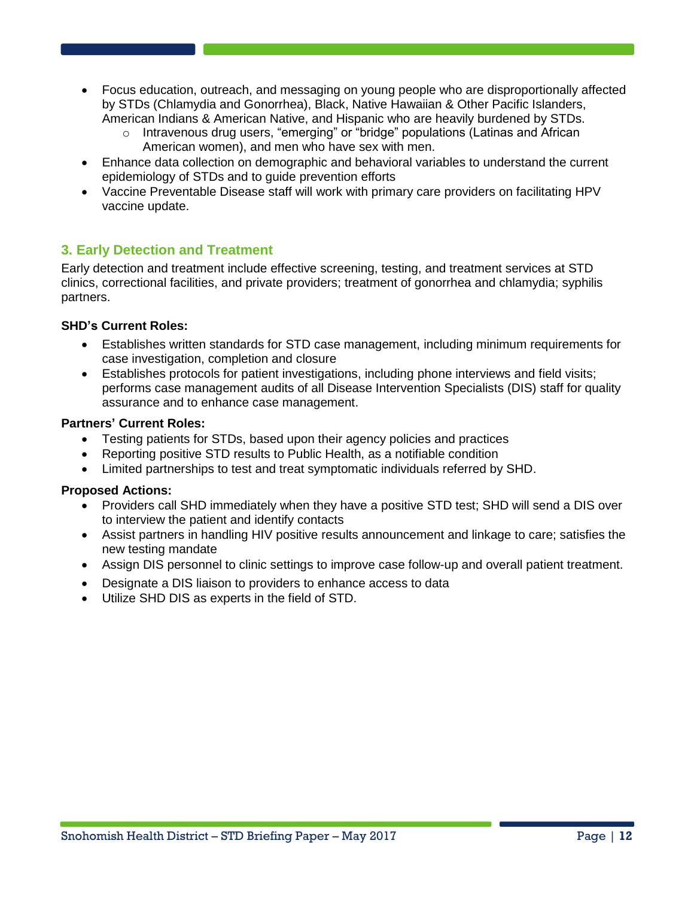- Focus education, outreach, and messaging on young people who are disproportionally affected by STDs (Chlamydia and Gonorrhea), Black, Native Hawaiian & Other Pacific Islanders, American Indians & American Native, and Hispanic who are heavily burdened by STDs.
  - Intravenous drug users, "emerging" or "bridge" populations (Latinas and African American women), and men who have sex with men.
- Enhance data collection on demographic and behavioral variables to understand the current epidemiology of STDs and to guide prevention efforts
- Vaccine Preventable Disease staff will work with primary care providers on facilitating HPV vaccine update.

## 3. Early Detection and Treatment

Early detection and treatment include effective screening, testing, and treatment services at STD clinics, correctional facilities, and private providers; treatment of gonorrhea and chlamydia; syphilis partners.

**SHD's Current Roles:**

- Establishes written standards for STD case management, including minimum requirements for case investigation, completion and closure
- Establishes protocols for patient investigations, including phone interviews and field visits; performs case management audits of all Disease Intervention Specialists (DIS) staff for quality assurance and to enhance case management.

**Partners' Current Roles:**

- Testing patients for STDs, based upon their agency policies and practices
- Reporting positive STD results to Public Health, as a notifiable condition
- Limited partnerships to test and treat symptomatic individuals referred by SHD.

**Proposed Actions:**

- Providers call SHD immediately when they have a positive STD test; SHD will send a DIS over to interview the patient and identify contacts
- Assist partners in handling HIV positive results announcement and linkage to care; satisfies the new testing mandate
- Assign DIS personnel to clinic settings to improve case follow-up and overall patient treatment.
- Designate a DIS liaison to providers to enhance access to data
- Utilize SHD DIS as experts in the field of STD.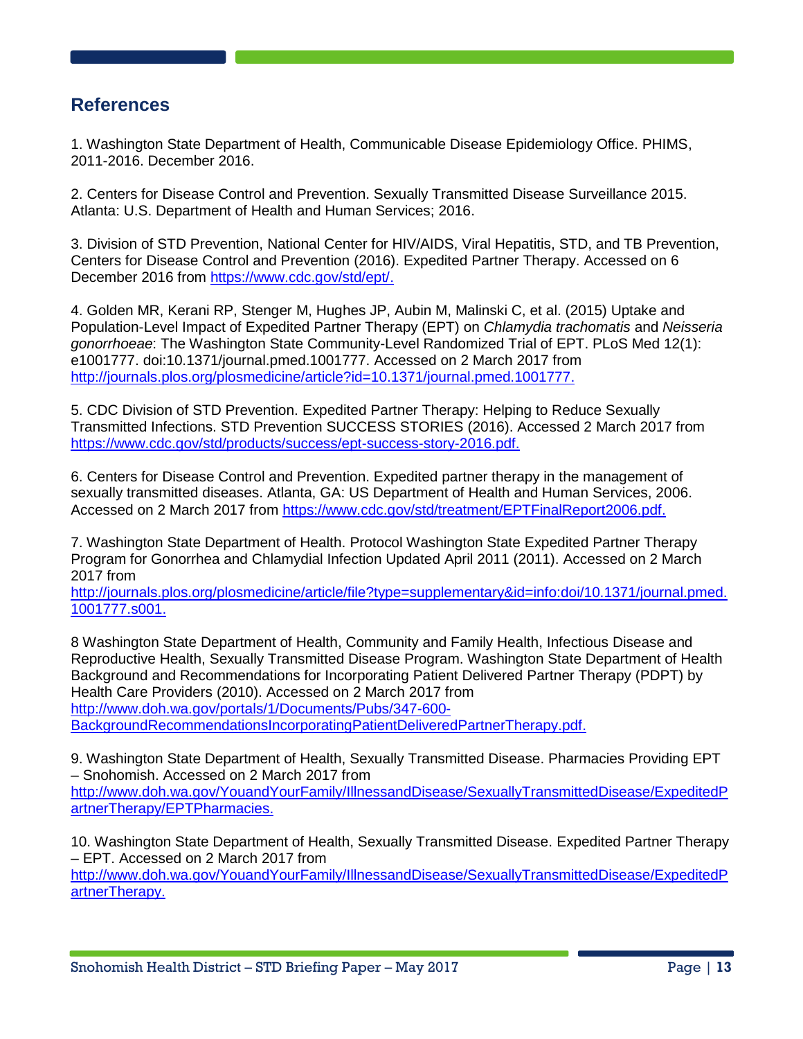## References

1. Washington State Department of Health, Communicable Disease Epidemiology Office. PHIMS, 2011-2016. December 2016.

2. Centers for Disease Control and Prevention. Sexually Transmitted Disease Surveillance 2015. Atlanta: U.S. Department of Health and Human Services; 2016.

3. Division of STD Prevention, National Center for HIV/AIDS, Viral Hepatitis, STD, and TB Prevention, Centers for Disease Control and Prevention (2016). Expedited Partner Therapy. Accessed on 6 December 2016 from https://www.cdc.gov/std/ept/.

4. Golden MR, Kerani RP, Stenger M, Hughes JP, Aubin M, Malinski C, et al. (2015) Uptake and Population-Level Impact of Expedited Partner Therapy (EPT) on *Chlamydia trachomatis* and *Neisseria gonorrhoeae*: The Washington State Community-Level Randomized Trial of EPT. PLoS Med 12(1): e1001777. doi:10.1371/journal.pmed.1001777. Accessed on 2 March 2017 from http://journals.plos.org/plosmedicine/article?id=10.1371/journal.pmed.1001777.

5. CDC Division of STD Prevention. Expedited Partner Therapy: Helping to Reduce Sexually Transmitted Infections. STD Prevention SUCCESS STORIES (2016). Accessed 2 March 2017 from https://www.cdc.gov/std/products/success/ept-success-story-2016.pdf.

6. Centers for Disease Control and Prevention. Expedited partner therapy in the management of sexually transmitted diseases. Atlanta, GA: US Department of Health and Human Services, 2006. Accessed on 2 March 2017 from https://www.cdc.gov/std/treatment/EPTFinalReport2006.pdf.

7. Washington State Department of Health. Protocol Washington State Expedited Partner Therapy Program for Gonorrhea and Chlamydial Infection Updated April 2011 (2011). Accessed on 2 March 2017 from http://journals.plos.org/plosmedicine/article/file?type=supplementary&id=info:doi/10.1371/journal.pmed.1001777.s001.

8 Washington State Department of Health, Community and Family Health, Infectious Disease and Reproductive Health, Sexually Transmitted Disease Program. Washington State Department of Health Background and Recommendations for Incorporating Patient Delivered Partner Therapy (PDPT) by Health Care Providers (2010). Accessed on 2 March 2017 from http://www.doh.wa.gov/portals/1/Documents/Pubs/347-600-BackgroundRecommendationsIncorporatingPatientDeliveredPartnerTherapy.pdf.

9. Washington State Department of Health, Sexually Transmitted Disease. Pharmacies Providing EPT – Snohomish. Accessed on 2 March 2017 from http://www.doh.wa.gov/YouandYourFamily/IllnessandDisease/SexuallyTransmittedDisease/ExpeditedPartnerTherapy/EPTPharmacies.

10. Washington State Department of Health, Sexually Transmitted Disease. Expedited Partner Therapy – EPT. Accessed on 2 March 2017 from http://www.doh.wa.gov/YouandYourFamily/IllnessandDisease/SexuallyTransmittedDisease/ExpeditedPartnerTherapy.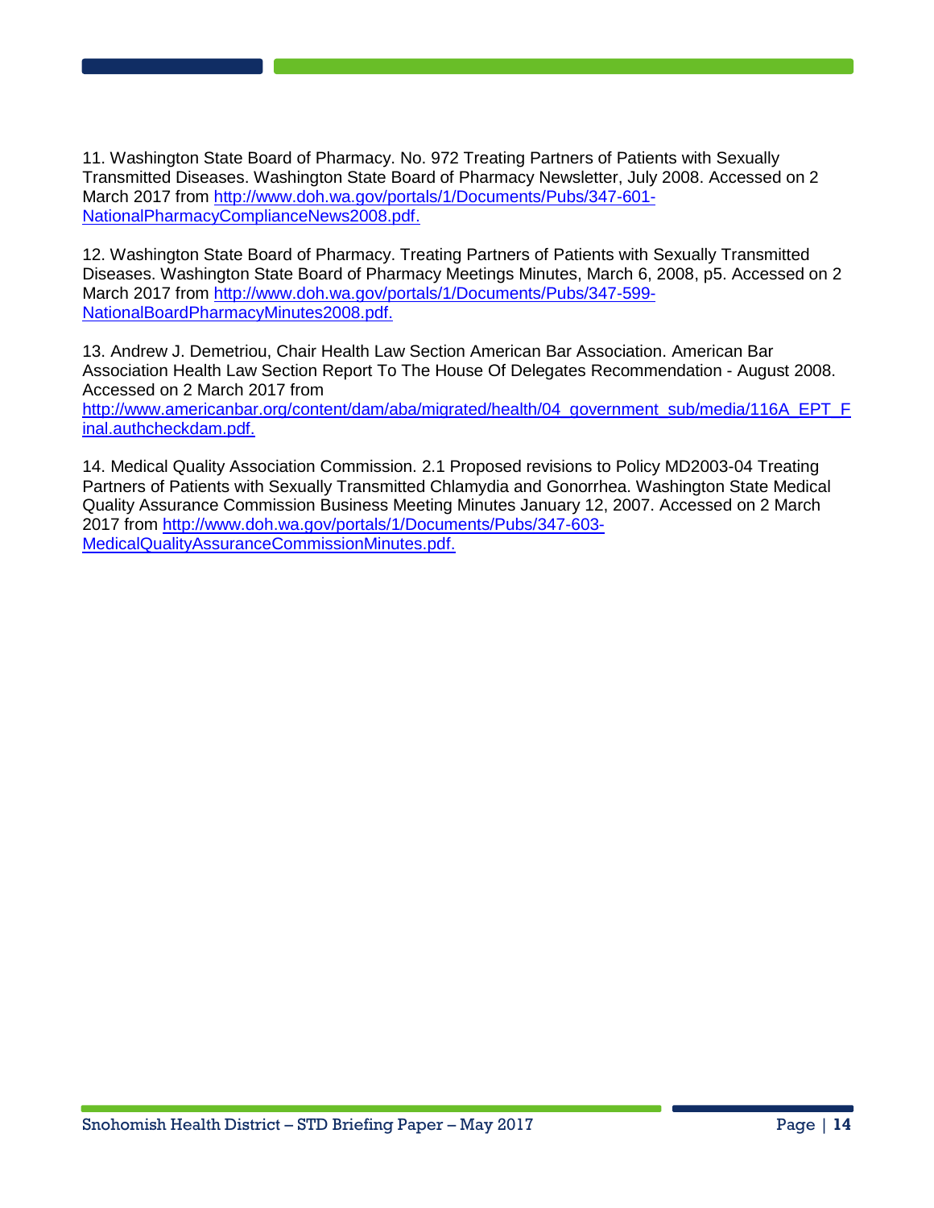11. Washington State Board of Pharmacy. No. 972 Treating Partners of Patients with Sexually Transmitted Diseases. Washington State Board of Pharmacy Newsletter, July 2008. Accessed on 2 March 2017 from http://www.doh.wa.gov/portals/1/Documents/Pubs/347-601-NationalPharmacyComplianceNews2008.pdf.

12. Washington State Board of Pharmacy. Treating Partners of Patients with Sexually Transmitted Diseases. Washington State Board of Pharmacy Meetings Minutes, March 6, 2008, p5. Accessed on 2 March 2017 from http://www.doh.wa.gov/portals/1/Documents/Pubs/347-599-NationalBoardPharmacyMinutes2008.pdf.

13. Andrew J. Demetriou, Chair Health Law Section American Bar Association. American Bar Association Health Law Section Report To The House Of Delegates Recommendation - August 2008. Accessed on 2 March 2017 from http://www.americanbar.org/content/dam/aba/migrated/health/04_government_sub/media/116A_EPT_Final.authcheckdam.pdf.

14. Medical Quality Association Commission. 2.1 Proposed revisions to Policy MD2003-04 Treating Partners of Patients with Sexually Transmitted Chlamydia and Gonorrhea. Washington State Medical Quality Assurance Commission Business Meeting Minutes January 12, 2007. Accessed on 2 March 2017 from http://www.doh.wa.gov/portals/1/Documents/Pubs/347-603-MedicalQualityAssuranceCommissionMinutes.pdf.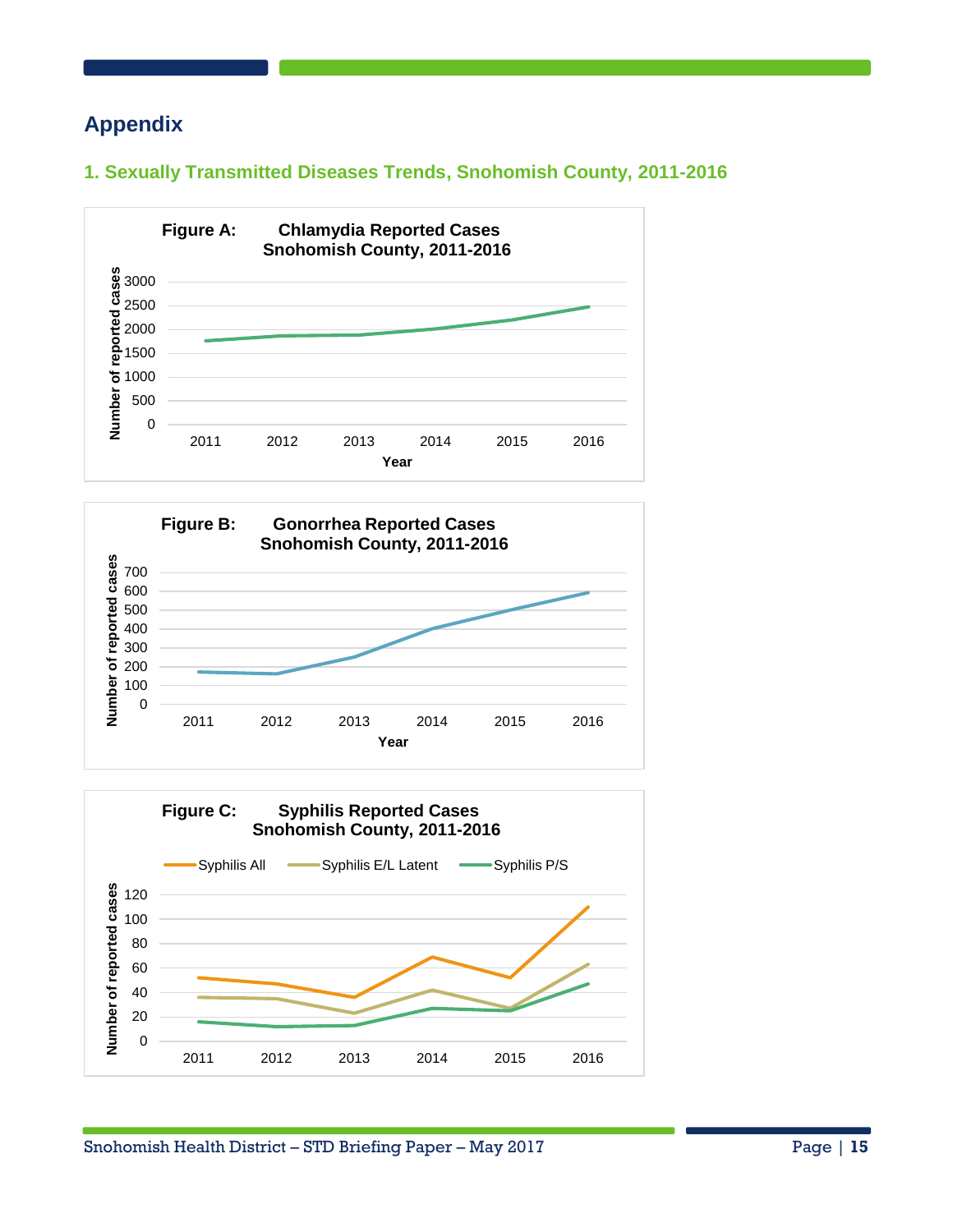# Appendix

## 1. Sexually Transmitted Diseases Trends, Snohomish County, 2011-2016

**Figure A: Chlamydia Reported Cases Snohomish County, 2011-2016**

**Figure B: Gonorrhea Reported Cases Snohomish County, 2011-2016**

**Figure C: Syphilis Reported Cases Snohomish County, 2011-2016**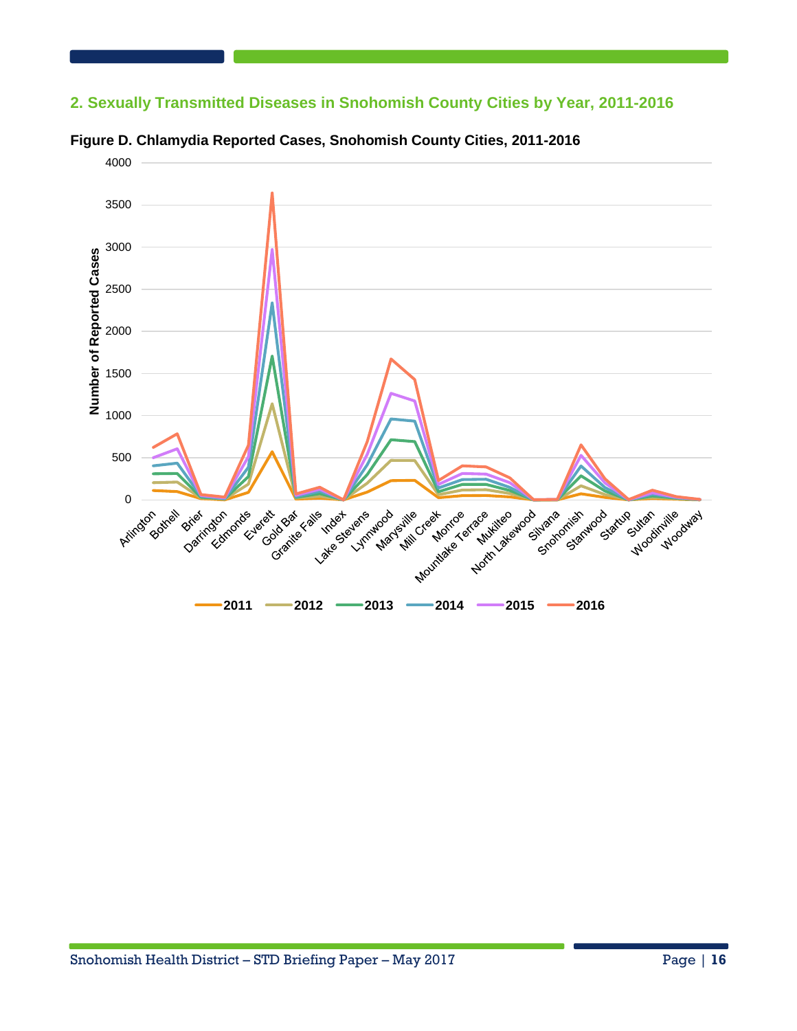## 2. Sexually Transmitted Diseases in Snohomish County Cities by Year, 2011-2016

**Figure D. Chlamydia Reported Cases, Snohomish County Cities, 2011-2016**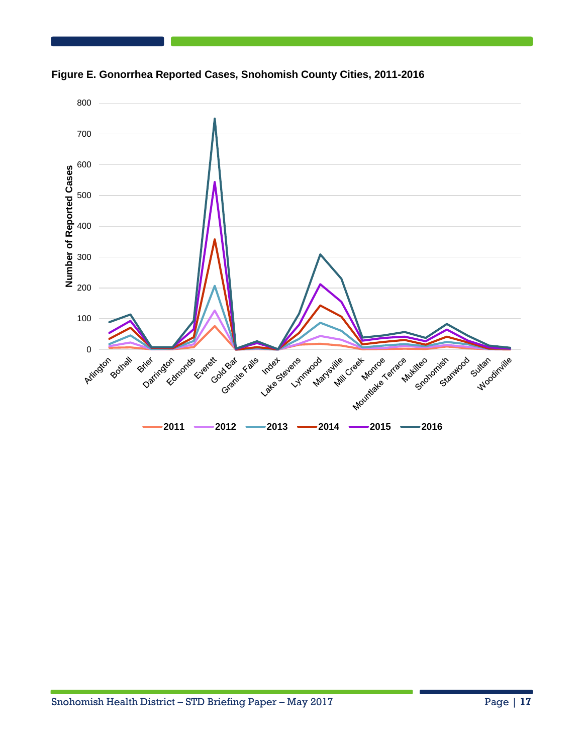**Figure E. Gonorrhea Reported Cases, Snohomish County Cities, 2011-2016**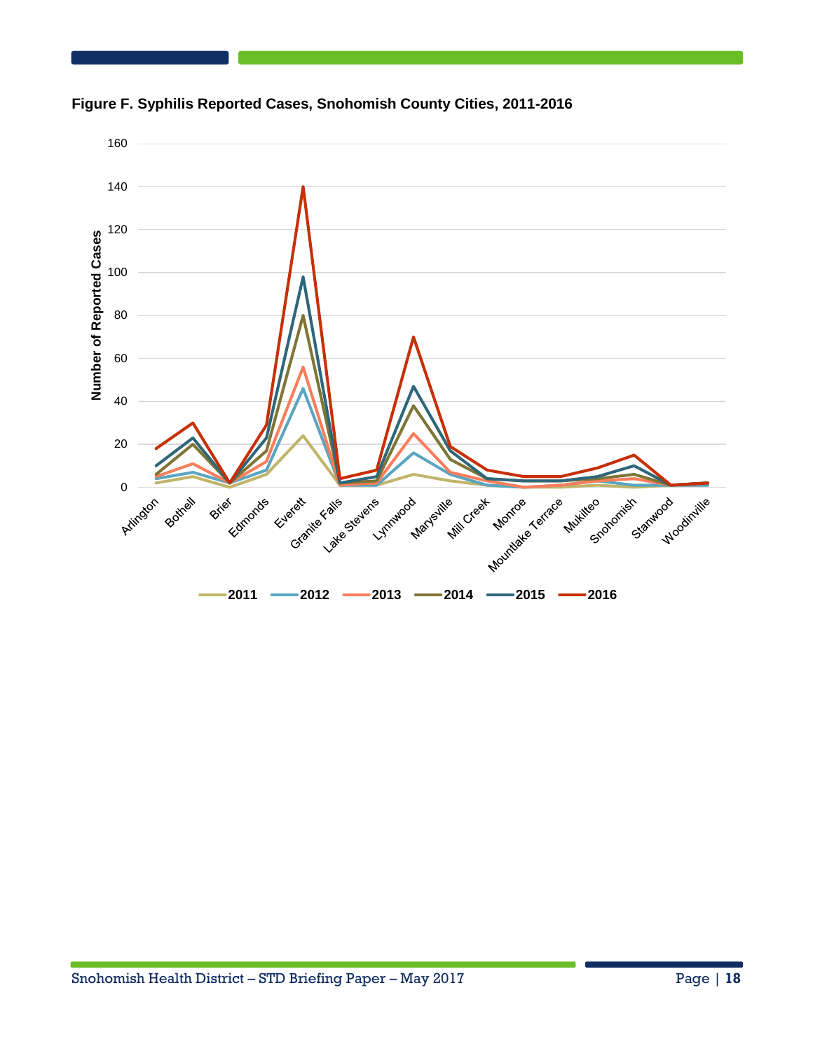**Figure F. Syphilis Reported Cases, Snohomish County Cities, 2011-2016**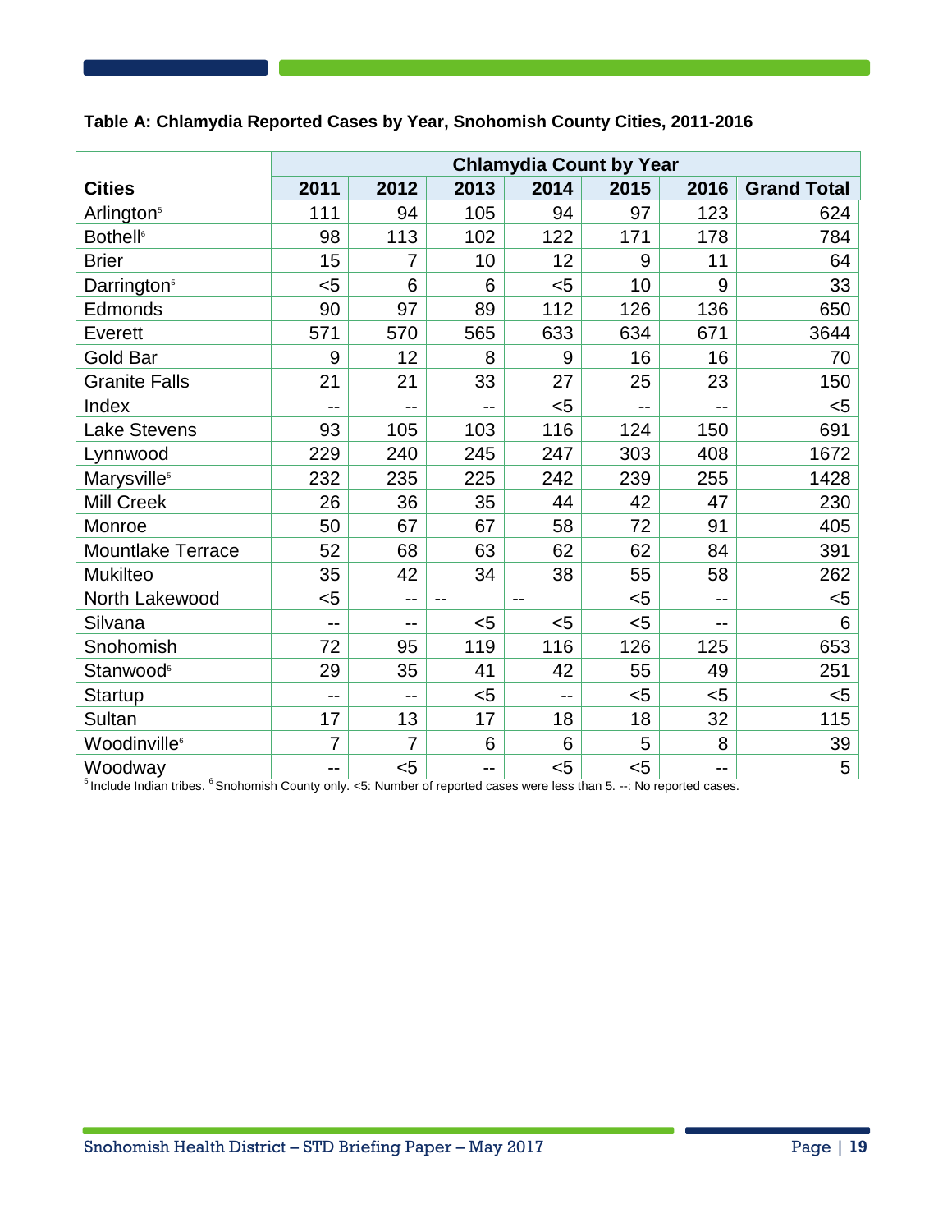**Table A: Chlamydia Reported Cases by Year, Snohomish County Cities, 2011-2016**

| Cities | Chlamydia Count by Year | | | | | | |
|---|---|---|---|---|---|---|---|
| | 2011 | 2012 | 2013 | 2014 | 2015 | 2016 | Grand Total |
| Arlington[5] | 111 | 94 | 105 | 94 | 97 | 123 | 624 |
| Bothell[6] | 98 | 113 | 102 | 122 | 171 | 178 | 784 |
| Brier | 15 | 7 | 10 | 12 | 9 | 11 | 64 |
| Darrington[5] | <5 | 6 | 6 | <5 | 10 | 9 | 33 |
| Edmonds | 90 | 97 | 89 | 112 | 126 | 136 | 650 |
| Everett | 571 | 570 | 565 | 633 | 634 | 671 | 3644 |
| Gold Bar | 9 | 12 | 8 | 9 | 16 | 16 | 70 |
| Granite Falls | 21 | 21 | 33 | 27 | 25 | 23 | 150 |
| Index | -- | -- | -- | <5 | -- | -- | <5 |
| Lake Stevens | 93 | 105 | 103 | 116 | 124 | 150 | 691 |
| Lynnwood | 229 | 240 | 245 | 247 | 303 | 408 | 1672 |
| Marysville[5] | 232 | 235 | 225 | 242 | 239 | 255 | 1428 |
| Mill Creek | 26 | 36 | 35 | 44 | 42 | 47 | 230 |
| Monroe | 50 | 67 | 67 | 58 | 72 | 91 | 405 |
| Mountlake Terrace | 52 | 68 | 63 | 62 | 62 | 84 | 391 |
| Mukilteo | 35 | 42 | 34 | 38 | 55 | 58 | 262 |
| North Lakewood | <5 | -- | -- | -- | <5 | -- | <5 |
| Silvana | -- | -- | <5 | <5 | <5 | -- | 6 |
| Snohomish | 72 | 95 | 119 | 116 | 126 | 125 | 653 |
| Stanwood[5] | 29 | 35 | 41 | 42 | 55 | 49 | 251 |
| Startup | -- | -- | <5 | -- | <5 | <5 | <5 |
| Sultan | 17 | 13 | 17 | 18 | 18 | 32 | 115 |
| Woodinville[6] | 7 | 7 | 6 | 6 | 5 | 8 | 39 |
| Woodway | -- | <5 | -- | <5 | <5 | -- | 5 |

[5] Include Indian tribes. [6] Snohomish County only. <5: Number of reported cases were less than 5. --: No reported cases.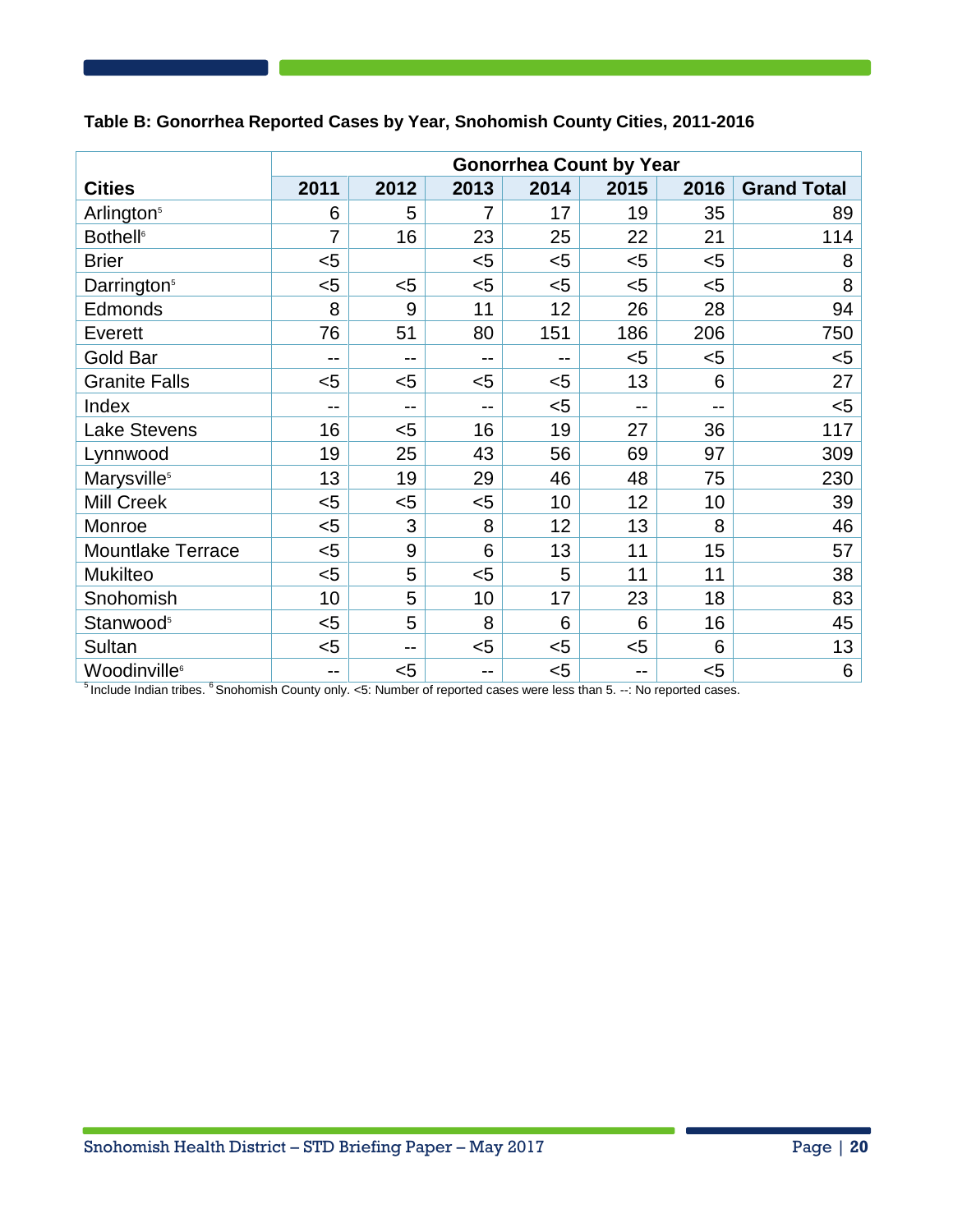**Table B: Gonorrhea Reported Cases by Year, Snohomish County Cities, 2011-2016**

| Cities | Gonorrhea Count by Year | | | | | | |
|---|---|---|---|---|---|---|---|
| | 2011 | 2012 | 2013 | 2014 | 2015 | 2016 | Grand Total |
| Arlington[5] | 6 | 5 | 7 | 17 | 19 | 35 | 89 |
| Bothell[6] | 7 | 16 | 23 | 25 | 22 | 21 | 114 |
| Brier | <5 | | <5 | <5 | <5 | <5 | 8 |
| Darrington[5] | <5 | <5 | <5 | <5 | <5 | <5 | 8 |
| Edmonds | 8 | 9 | 11 | 12 | 26 | 28 | 94 |
| Everett | 76 | 51 | 80 | 151 | 186 | 206 | 750 |
| Gold Bar | -- | -- | -- | -- | <5 | <5 | <5 |
| Granite Falls | <5 | <5 | <5 | <5 | 13 | 6 | 27 |
| Index | -- | -- | -- | <5 | -- | -- | <5 |
| Lake Stevens | 16 | <5 | 16 | 19 | 27 | 36 | 117 |
| Lynnwood | 19 | 25 | 43 | 56 | 69 | 97 | 309 |
| Marysville[5] | 13 | 19 | 29 | 46 | 48 | 75 | 230 |
| Mill Creek | <5 | <5 | <5 | 10 | 12 | 10 | 39 |
| Monroe | <5 | 3 | 8 | 12 | 13 | 8 | 46 |
| Mountlake Terrace | <5 | 9 | 6 | 13 | 11 | 15 | 57 |
| Mukilteo | <5 | 5 | <5 | 5 | 11 | 11 | 38 |
| Snohomish | 10 | 5 | 10 | 17 | 23 | 18 | 83 |
| Stanwood[5] | <5 | 5 | 8 | 6 | 6 | 16 | 45 |
| Sultan | <5 | -- | <5 | <5 | <5 | 6 | 13 |
| Woodinville[6] | -- | <5 | -- | <5 | -- | <5 | 6 |

[5] Include Indian tribes. [6] Snohomish County only. <5: Number of reported cases were less than 5. --: No reported cases.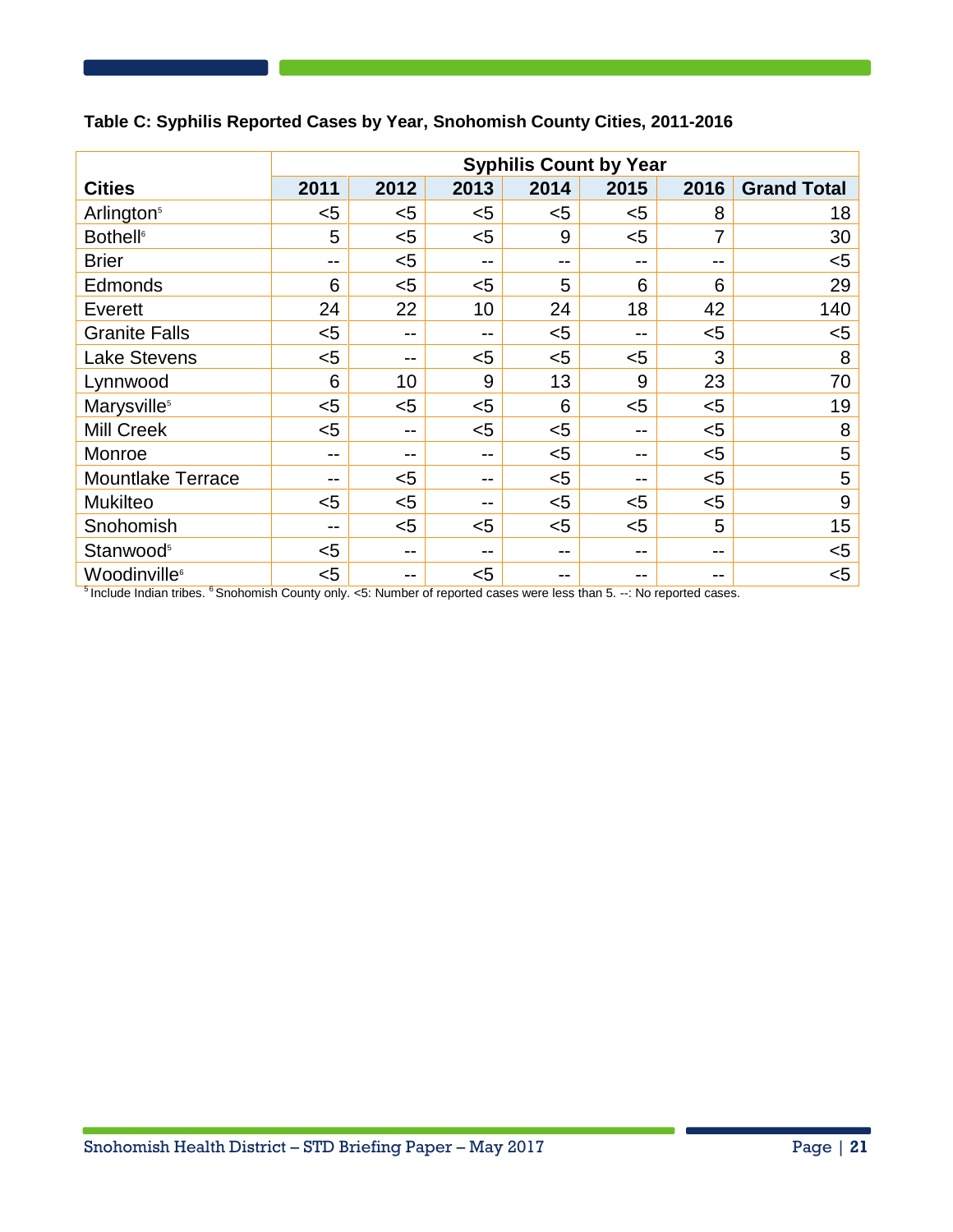**Table C: Syphilis Reported Cases by Year, Snohomish County Cities, 2011-2016**

| Cities | Syphilis Count by Year | | | | | | |
|---|---|---|---|---|---|---|---|
| | 2011 | 2012 | 2013 | 2014 | 2015 | 2016 | Grand Total |
| Arlington[5] | <5 | <5 | <5 | <5 | <5 | 8 | 18 |
| Bothell[6] | 5 | <5 | <5 | 9 | <5 | 7 | 30 |
| Brier | -- | <5 | -- | -- | -- | -- | <5 |
| Edmonds | 6 | <5 | <5 | 5 | 6 | 6 | 29 |
| Everett | 24 | 22 | 10 | 24 | 18 | 42 | 140 |
| Granite Falls | <5 | -- | -- | <5 | -- | <5 | <5 |
| Lake Stevens | <5 | -- | <5 | <5 | <5 | 3 | 8 |
| Lynnwood | 6 | 10 | 9 | 13 | 9 | 23 | 70 |
| Marysville[5] | <5 | <5 | <5 | 6 | <5 | <5 | 19 |
| Mill Creek | <5 | -- | <5 | <5 | -- | <5 | 8 |
| Monroe | -- | -- | -- | <5 | -- | <5 | 5 |
| Mountlake Terrace | -- | <5 | -- | <5 | -- | <5 | 5 |
| Mukilteo | <5 | <5 | -- | <5 | <5 | <5 | 9 |
| Snohomish | -- | <5 | <5 | <5 | <5 | 5 | 15 |
| Stanwood[5] | <5 | -- | -- | -- | -- | -- | <5 |
| Woodinville[6] | <5 | -- | <5 | -- | -- | -- | <5 |

[5] Include Indian tribes. [6] Snohomish County only. <5: Number of reported cases were less than 5. --: No reported cases.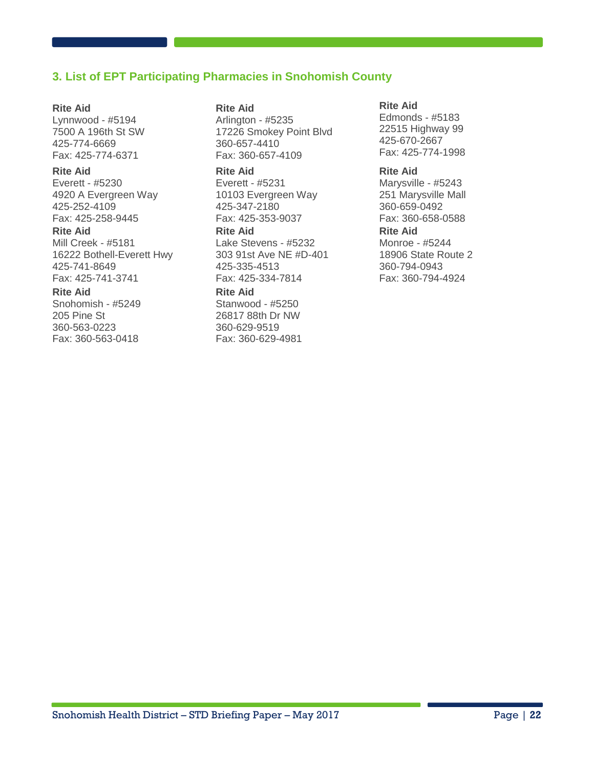### 3. List of EPT Participating Pharmacies in Snohomish County

**Rite Aid**
Lynnwood - #5194
7500 A 196th St SW
425-774-6669
Fax: 425-774-6371

**Rite Aid**
Everett - #5230
4920 A Evergreen Way
425-252-4109
Fax: 425-258-9445

**Rite Aid**
Mill Creek - #5181
16222 Bothell-Everett Hwy
425-741-8649
Fax: 425-741-3741

**Rite Aid**
Snohomish - #5249
205 Pine St
360-563-0223
Fax: 360-563-0418

**Rite Aid**
Arlington - #5235
17226 Smokey Point Blvd
360-657-4410
Fax: 360-657-4109

**Rite Aid**
Everett - #5231
10103 Evergreen Way
425-347-2180
Fax: 425-353-9037

**Rite Aid**
Lake Stevens - #5232
303 91st Ave NE #D-401
425-335-4513
Fax: 425-334-7814

**Rite Aid**
Stanwood - #5250
26817 88th Dr NW
360-629-9519
Fax: 360-629-4981

**Rite Aid**
Edmonds - #5183
22515 Highway 99
425-670-2667
Fax: 425-774-1998

**Rite Aid**
Marysville - #5243
251 Marysville Mall
360-659-0492
Fax: 360-658-0588

**Rite Aid**
Monroe - #5244
18906 State Route 2
360-794-0943
Fax: 360-794-4924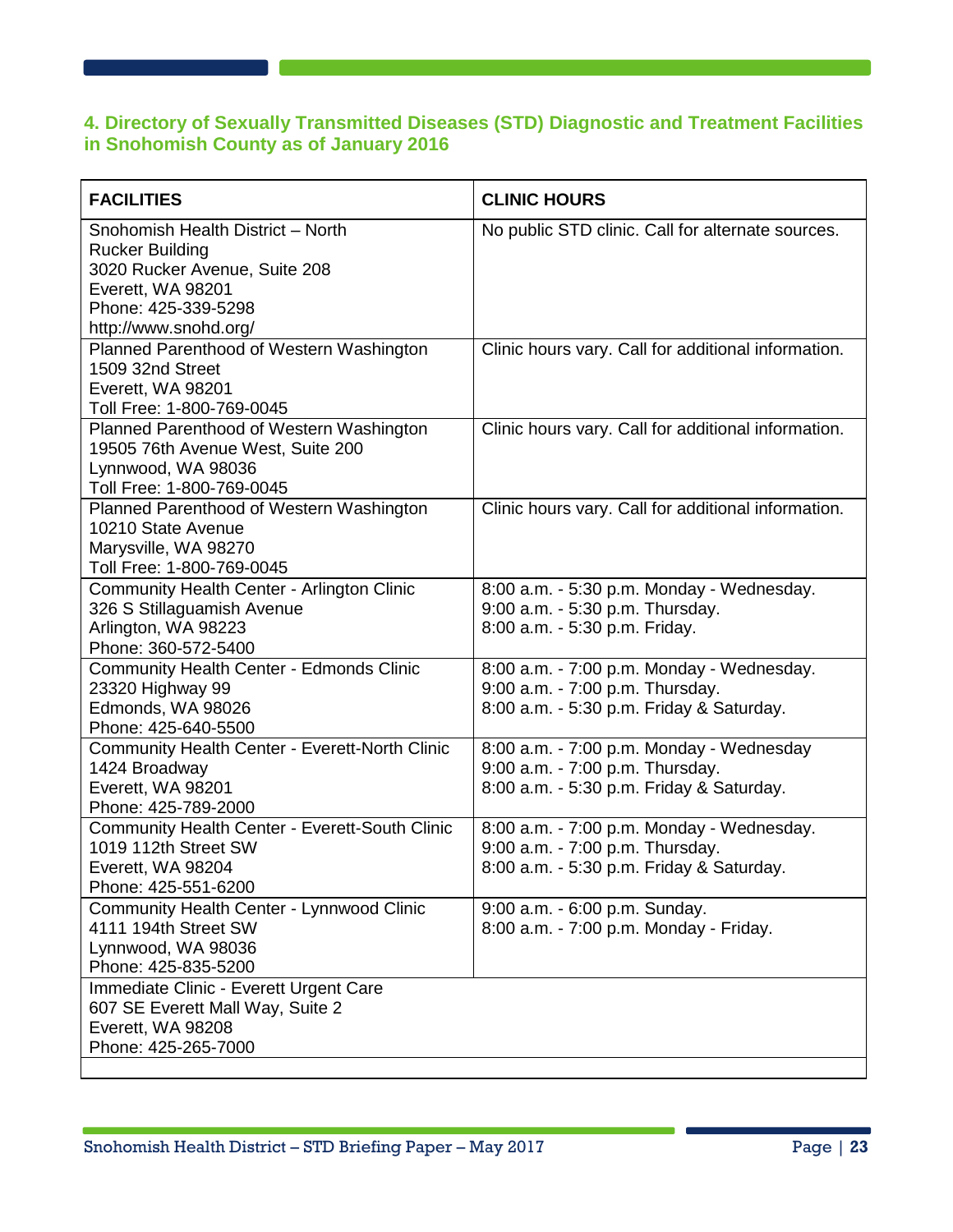## 4. Directory of Sexually Transmitted Diseases (STD) Diagnostic and Treatment Facilities in Snohomish County as of January 2016

| FACILITIES | CLINIC HOURS |
|---|---|
| Snohomish Health District – North<br>Rucker Building<br>3020 Rucker Avenue, Suite 208<br>Everett, WA 98201<br>Phone: 425-339-5298<br>http://www.snohd.org/ | No public STD clinic. Call for alternate sources. |
| Planned Parenthood of Western Washington<br>1509 32nd Street<br>Everett, WA 98201<br>Toll Free: 1-800-769-0045 | Clinic hours vary. Call for additional information. |
| Planned Parenthood of Western Washington<br>19505 76th Avenue West, Suite 200<br>Lynnwood, WA 98036<br>Toll Free: 1-800-769-0045 | Clinic hours vary. Call for additional information. |
| Planned Parenthood of Western Washington<br>10210 State Avenue<br>Marysville, WA 98270<br>Toll Free: 1-800-769-0045 | Clinic hours vary. Call for additional information. |
| Community Health Center - Arlington Clinic<br>326 S Stillaguamish Avenue<br>Arlington, WA 98223<br>Phone: 360-572-5400 | 8:00 a.m. - 5:30 p.m. Monday - Wednesday.<br>9:00 a.m. - 5:30 p.m. Thursday.<br>8:00 a.m. - 5:30 p.m. Friday. |
| Community Health Center - Edmonds Clinic<br>23320 Highway 99<br>Edmonds, WA 98026<br>Phone: 425-640-5500 | 8:00 a.m. - 7:00 p.m. Monday - Wednesday.<br>9:00 a.m. - 7:00 p.m. Thursday.<br>8:00 a.m. - 5:30 p.m. Friday & Saturday. |
| Community Health Center - Everett-North Clinic<br>1424 Broadway<br>Everett, WA 98201<br>Phone: 425-789-2000 | 8:00 a.m. - 7:00 p.m. Monday - Wednesday<br>9:00 a.m. - 7:00 p.m. Thursday.<br>8:00 a.m. - 5:30 p.m. Friday & Saturday. |
| Community Health Center - Everett-South Clinic<br>1019 112th Street SW<br>Everett, WA 98204<br>Phone: 425-551-6200 | 8:00 a.m. - 7:00 p.m. Monday - Wednesday.<br>9:00 a.m. - 7:00 p.m. Thursday.<br>8:00 a.m. - 5:30 p.m. Friday & Saturday. |
| Community Health Center - Lynnwood Clinic<br>4111 194th Street SW<br>Lynnwood, WA 98036<br>Phone: 425-835-5200 | 9:00 a.m. - 6:00 p.m. Sunday.<br>8:00 a.m. - 7:00 p.m. Monday - Friday. |
| Immediate Clinic - Everett Urgent Care<br>607 SE Everett Mall Way, Suite 2<br>Everett, WA 98208<br>Phone: 425-265-7000 | |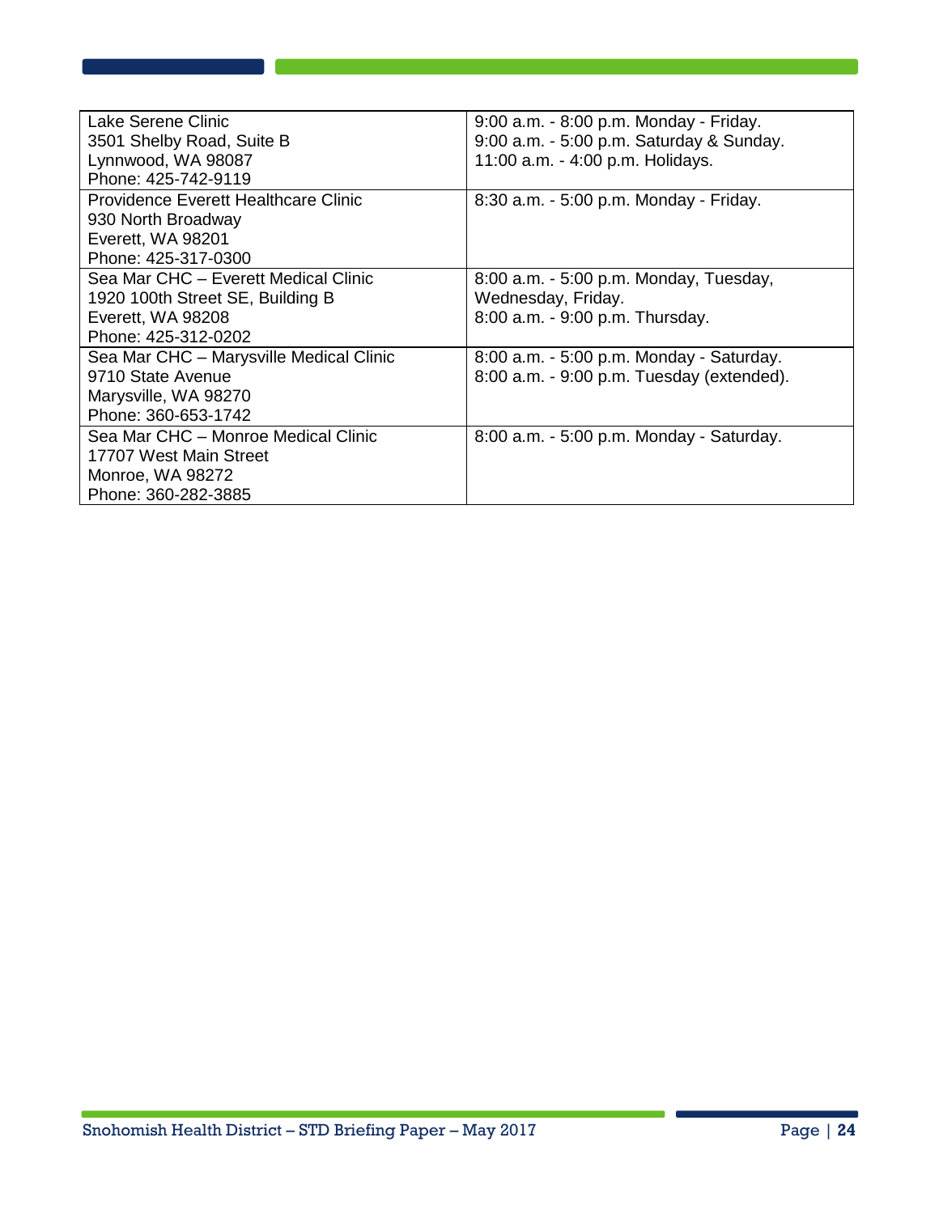| | |
|---|---|
| Lake Serene Clinic<br>3501 Shelby Road, Suite B<br>Lynnwood, WA 98087<br>Phone: 425-742-9119 | 9:00 a.m. - 8:00 p.m. Monday - Friday.<br>9:00 a.m. - 5:00 p.m. Saturday & Sunday.<br>11:00 a.m. - 4:00 p.m. Holidays. |
| Providence Everett Healthcare Clinic<br>930 North Broadway<br>Everett, WA 98201<br>Phone: 425-317-0300 | 8:30 a.m. - 5:00 p.m. Monday - Friday. |
| Sea Mar CHC – Everett Medical Clinic<br>1920 100th Street SE, Building B<br>Everett, WA 98208<br>Phone: 425-312-0202 | 8:00 a.m. - 5:00 p.m. Monday, Tuesday, Wednesday, Friday.<br>8:00 a.m. - 9:00 p.m. Thursday. |
| Sea Mar CHC – Marysville Medical Clinic<br>9710 State Avenue<br>Marysville, WA 98270<br>Phone: 360-653-1742 | 8:00 a.m. - 5:00 p.m. Monday - Saturday.<br>8:00 a.m. - 9:00 p.m. Tuesday (extended). |
| Sea Mar CHC – Monroe Medical Clinic<br>17707 West Main Street<br>Monroe, WA 98272<br>Phone: 360-282-3885 | 8:00 a.m. - 5:00 p.m. Monday - Saturday. |